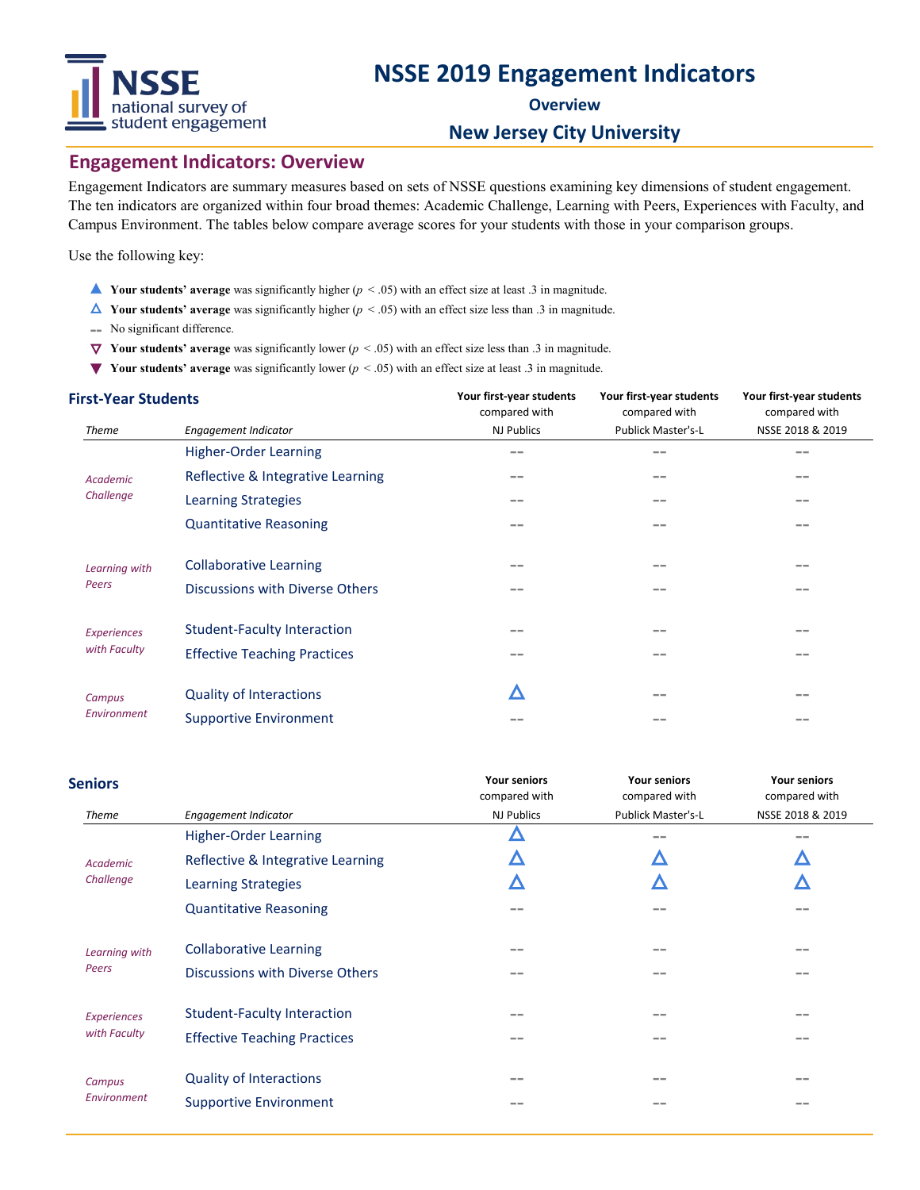# NSSE 2019 Engagement Indicators

**Overview**

**New Jersey City University**

## Engagement Indicators: Overview

Engagement Indicators are summary measures based on sets of NSSE questions examining key dimensions of student engagement. The ten indicators are organized within four broad themes: Academic Challenge, Learning with Peers, Experiences with Faculty, and Campus Environment. The tables below compare average scores for your students with those in your comparison groups.

Use the following key:

- ▲ **Your students' average** was significantly higher ($p < .05$) with an effect size at least .3 in magnitude.
- △ **Your students' average** was significantly higher ($p < .05$) with an effect size less than .3 in magnitude.
- -- No significant difference.
- ▽ **Your students' average** was significantly lower ($p < .05$) with an effect size less than .3 in magnitude.
- ▼ **Your students' average** was significantly lower ($p < .05$) with an effect size at least .3 in magnitude.

### First-Year Students

| *Theme* | *Engagement Indicator* | **Your first-year students** compared with NJ Publics | **Your first-year students** compared with Publick Master's-L | **Your first-year students** compared with NSSE 2018 & 2019 |
|---|---|---|---|---|
| *Academic Challenge* | Higher-Order Learning | -- | -- | -- |
| | Reflective & Integrative Learning | -- | -- | -- |
| | Learning Strategies | -- | -- | -- |
| | Quantitative Reasoning | -- | -- | -- |
| *Learning with Peers* | Collaborative Learning | -- | -- | -- |
| | Discussions with Diverse Others | -- | -- | -- |
| *Experiences with Faculty* | Student-Faculty Interaction | -- | -- | -- |
| | Effective Teaching Practices | -- | -- | -- |
| *Campus Environment* | Quality of Interactions | △ | -- | -- |
| | Supportive Environment | -- | -- | -- |

### Seniors

| *Theme* | *Engagement Indicator* | **Your seniors** compared with NJ Publics | **Your seniors** compared with Publick Master's-L | **Your seniors** compared with NSSE 2018 & 2019 |
|---|---|---|---|---|
| *Academic Challenge* | Higher-Order Learning | △ | -- | -- |
| | Reflective & Integrative Learning | △ | △ | △ |
| | Learning Strategies | △ | △ | △ |
| | Quantitative Reasoning | -- | -- | -- |
| *Learning with Peers* | Collaborative Learning | -- | -- | -- |
| | Discussions with Diverse Others | -- | -- | -- |
| *Experiences with Faculty* | Student-Faculty Interaction | -- | -- | -- |
| | Effective Teaching Practices | -- | -- | -- |
| *Campus Environment* | Quality of Interactions | -- | -- | -- |
| | Supportive Environment | -- | -- | -- |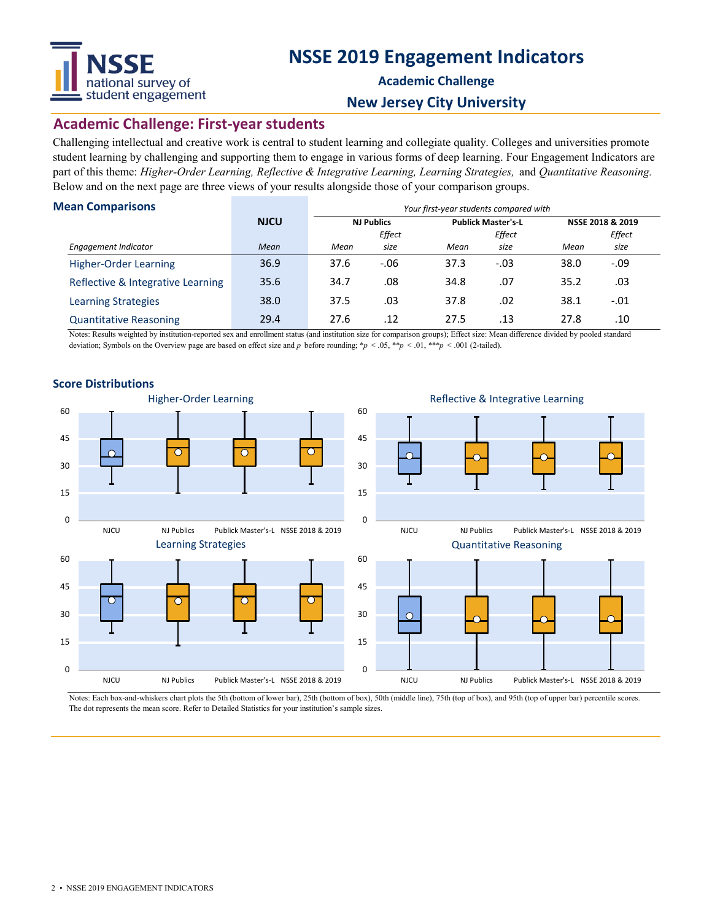# NSSE 2019 Engagement Indicators

**Academic Challenge**

**New Jersey City University**

## Academic Challenge: First-year students

Challenging intellectual and creative work is central to student learning and collegiate quality. Colleges and universities promote student learning by challenging and supporting them to engage in various forms of deep learning. Four Engagement Indicators are part of this theme: *Higher-Order Learning, Reflective & Integrative Learning, Learning Strategies,* and *Quantitative Reasoning.* Below and on the next page are three views of your results alongside those of your comparison groups.

### Mean Comparisons

| | NJCU | *Your first-year students compared with* | | | | | |
|---|---|---|---|---|---|---|---|
| | | **NJ Publics** | | **Publick Master's-L** | | **NSSE 2018 & 2019** | |
| *Engagement Indicator* | *Mean* | *Mean* | *Effect size* | *Mean* | *Effect size* | *Mean* | *Effect size* |
| Higher-Order Learning | 36.9 | 37.6 | -.06 | 37.3 | -.03 | 38.0 | -.09 |
| Reflective & Integrative Learning | 35.6 | 34.7 | .08 | 34.8 | .07 | 35.2 | .03 |
| Learning Strategies | 38.0 | 37.5 | .03 | 37.8 | .02 | 38.1 | -.01 |
| Quantitative Reasoning | 29.4 | 27.6 | .12 | 27.5 | .13 | 27.8 | .10 |

Notes: Results weighted by institution-reported sex and enrollment status (and institution size for comparison groups); Effect size: Mean difference divided by pooled standard deviation; Symbols on the Overview page are based on effect size and *p* before rounding; \*$p < .05$, \*\*$p < .01$, \*\*\*$p < .001$ (2-tailed).

### Score Distributions

Higher-Order Learning | Reflective & Integrative Learning | Learning Strategies | Quantitative Reasoning

(Box-and-whiskers charts for NJCU, NJ Publics, Publick Master's-L, NSSE 2018 & 2019; scale 0–60)

Notes: Each box-and-whiskers chart plots the 5th (bottom of lower bar), 25th (bottom of box), 50th (middle line), 75th (top of box), and 95th (top of upper bar) percentile scores. The dot represents the mean score. Refer to Detailed Statistics for your institution's sample sizes.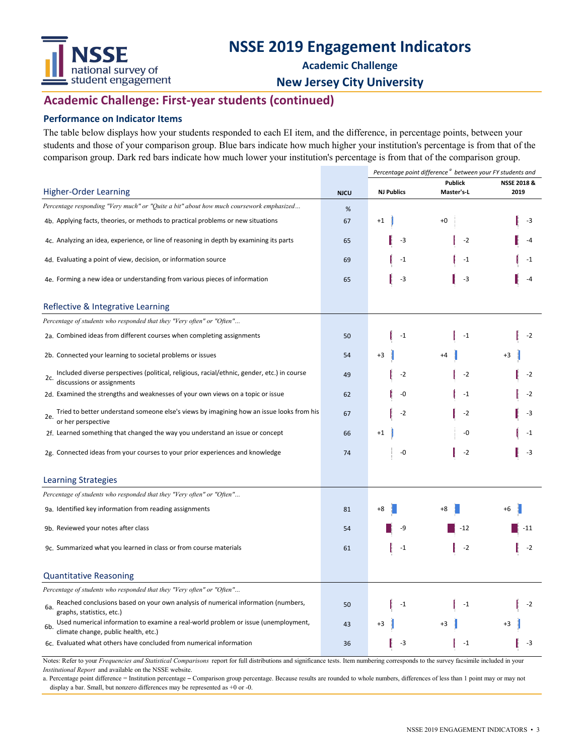# NSSE 2019 Engagement Indicators

## Academic Challenge

## New Jersey City University

## Academic Challenge: First-year students (continued)

### Performance on Indicator Items

The table below displays how your students responded to each EI item, and the difference, in percentage points, between your students and those of your comparison group. Blue bars indicate how much higher your institution's percentage is from that of the comparison group. Dark red bars indicate how much lower your institution's percentage is from that of the comparison group.

| | | *Percentage point difference [a] between your FY students and* | | |
|---|---|---|---|---|
| **Higher-Order Learning** | **NJCU** | **NJ Publics** | **Publick Master's-L** | **NSSE 2018 & 2019** |
| *Percentage responding "Very much" or "Quite a bit" about how much coursework emphasized…* | % | | | |
| 4b. Applying facts, theories, or methods to practical problems or new situations | 67 | +1 | +0 | -3 |
| 4c. Analyzing an idea, experience, or line of reasoning in depth by examining its parts | 65 | -3 | -2 | -4 |
| 4d. Evaluating a point of view, decision, or information source | 69 | -1 | -1 | -1 |
| 4e. Forming a new idea or understanding from various pieces of information | 65 | -3 | -3 | -4 |
| **Reflective & Integrative Learning** | | | | |
| *Percentage of students who responded that they "Very often" or "Often"…* | | | | |
| 2a. Combined ideas from different courses when completing assignments | 50 | -1 | -1 | -2 |
| 2b. Connected your learning to societal problems or issues | 54 | +3 | +4 | +3 |
| 2c. Included diverse perspectives (political, religious, racial/ethnic, gender, etc.) in course discussions or assignments | 49 | -2 | -2 | -2 |
| 2d. Examined the strengths and weaknesses of your own views on a topic or issue | 62 | -0 | -1 | -2 |
| 2e. Tried to better understand someone else's views by imagining how an issue looks from his or her perspective | 67 | -2 | -2 | -3 |
| 2f. Learned something that changed the way you understand an issue or concept | 66 | +1 | -0 | -1 |
| 2g. Connected ideas from your courses to your prior experiences and knowledge | 74 | -0 | -2 | -3 |
| **Learning Strategies** | | | | |
| *Percentage of students who responded that they "Very often" or "Often"…* | | | | |
| 9a. Identified key information from reading assignments | 81 | +8 | +8 | +6 |
| 9b. Reviewed your notes after class | 54 | -9 | -12 | -11 |
| 9c. Summarized what you learned in class or from course materials | 61 | -1 | -2 | -2 |
| **Quantitative Reasoning** | | | | |
| *Percentage of students who responded that they "Very often" or "Often"…* | | | | |
| 6a. Reached conclusions based on your own analysis of numerical information (numbers, graphs, statistics, etc.) | 50 | -1 | -1 | -2 |
| 6b. Used numerical information to examine a real-world problem or issue (unemployment, climate change, public health, etc.) | 43 | +3 | +3 | +3 |
| 6c. Evaluated what others have concluded from numerical information | 36 | -3 | -1 | -3 |

Notes: Refer to your *Frequencies and Statistical Comparisons* report for full distributions and significance tests. Item numbering corresponds to the survey facsimile included in your *Institutional Report* and available on the NSSE website.

a. Percentage point difference = Institution percentage – Comparison group percentage. Because results are rounded to whole numbers, differences of less than 1 point may or may not display a bar. Small, but nonzero differences may be represented as +0 or -0.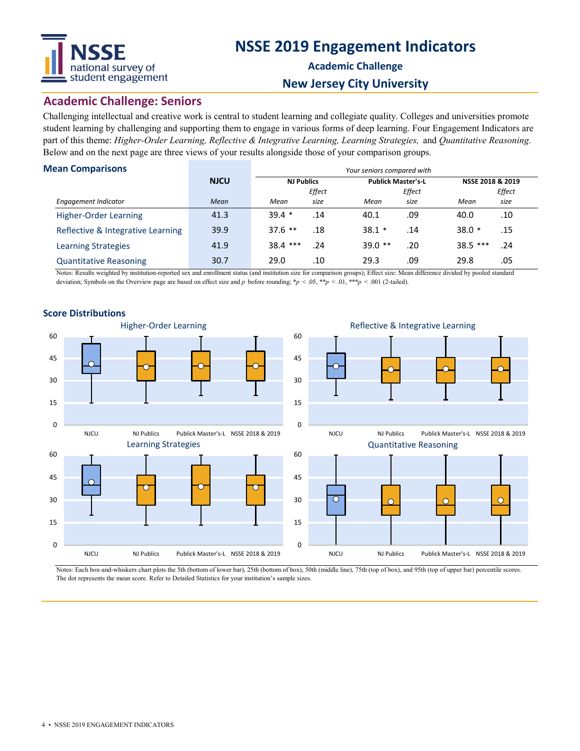# NSSE 2019 Engagement Indicators

**Academic Challenge**

**New Jersey City University**

## Academic Challenge: Seniors

Challenging intellectual and creative work is central to student learning and collegiate quality. Colleges and universities promote student learning by challenging and supporting them to engage in various forms of deep learning. Four Engagement Indicators are part of this theme: *Higher-Order Learning, Reflective & Integrative Learning, Learning Strategies,* and *Quantitative Reasoning.* Below and on the next page are three views of your results alongside those of your comparison groups.

### Mean Comparisons

| | NJCU | *Your seniors compared with* | | | | | |
|---|---|---|---|---|---|---|---|
| | | NJ Publics | | Publick Master's-L | | NSSE 2018 & 2019 | |
| *Engagement Indicator* | *Mean* | *Mean* | *Effect size* | *Mean* | *Effect size* | *Mean* | *Effect size* |
| Higher-Order Learning | 41.3 | 39.4 * | .14 | 40.1 | .09 | 40.0 | .10 |
| Reflective & Integrative Learning | 39.9 | 37.6 ** | .18 | 38.1 * | .14 | 38.0 * | .15 |
| Learning Strategies | 41.9 | 38.4 *** | .24 | 39.0 ** | .20 | 38.5 *** | .24 |
| Quantitative Reasoning | 30.7 | 29.0 | .10 | 29.3 | .09 | 29.8 | .05 |

Notes: Results weighted by institution-reported sex and enrollment status (and institution size for comparison groups); Effect size: Mean difference divided by pooled standard deviation; Symbols on the Overview page are based on effect size and $p$ before rounding; *$p < .05$, **$p < .01$, ***$p < .001$ (2-tailed).

### Score Distributions

Notes: Each box-and-whiskers chart plots the 5th (bottom of lower bar), 25th (bottom of box), 50th (middle line), 75th (top of box), and 95th (top of upper bar) percentile scores. The dot represents the mean score. Refer to Detailed Statistics for your institution's sample sizes.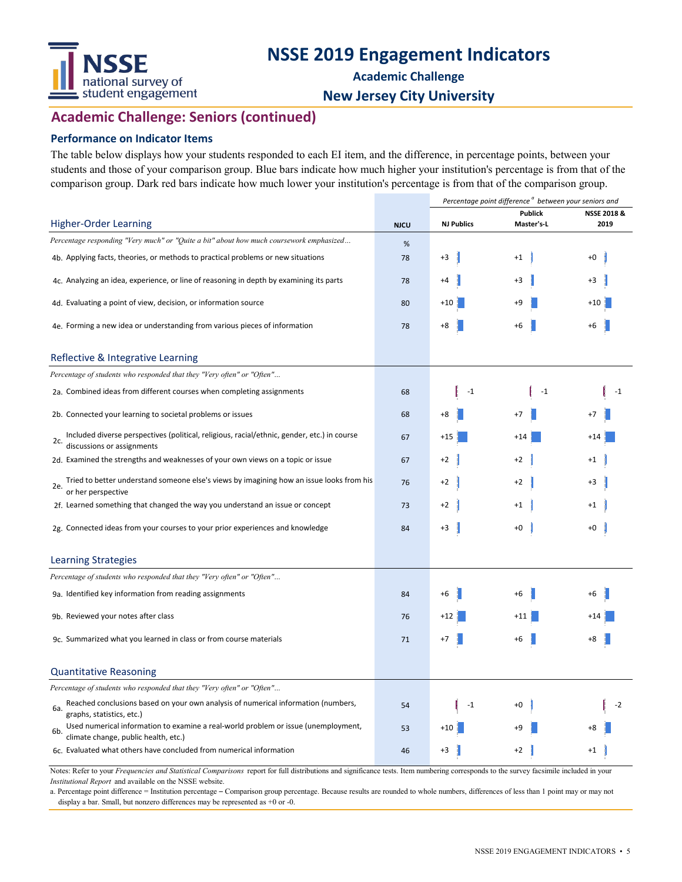# NSSE 2019 Engagement Indicators

## Academic Challenge

## New Jersey City University

## Academic Challenge: Seniors (continued)

### Performance on Indicator Items

The table below displays how your students responded to each EI item, and the difference, in percentage points, between your students and those of your comparison group. Blue bars indicate how much higher your institution's percentage is from that of the comparison group. Dark red bars indicate how much lower your institution's percentage is from that of the comparison group.

| | NJCU | *Percentage point difference[a] between your seniors and* | | |
|---|---|---|---|---|
| **Higher-Order Learning** | | **NJ Publics** | **Publick Master's-L** | **NSSE 2018 & 2019** |
| *Percentage responding "Very much" or "Quite a bit" about how much coursework emphasized...* | % | | | |
| 4b. Applying facts, theories, or methods to practical problems or new situations | 78 | +3 | +1 | +0 |
| 4c. Analyzing an idea, experience, or line of reasoning in depth by examining its parts | 78 | +4 | +3 | +3 |
| 4d. Evaluating a point of view, decision, or information source | 80 | +10 | +9 | +10 |
| 4e. Forming a new idea or understanding from various pieces of information | 78 | +8 | +6 | +6 |
| **Reflective & Integrative Learning** | | | | |
| *Percentage of students who responded that they "Very often" or "Often"...* | | | | |
| 2a. Combined ideas from different courses when completing assignments | 68 | -1 | -1 | -1 |
| 2b. Connected your learning to societal problems or issues | 68 | +8 | +7 | +7 |
| 2c. Included diverse perspectives (political, religious, racial/ethnic, gender, etc.) in course discussions or assignments | 67 | +15 | +14 | +14 |
| 2d. Examined the strengths and weaknesses of your own views on a topic or issue | 67 | +2 | +2 | +1 |
| 2e. Tried to better understand someone else's views by imagining how an issue looks from his or her perspective | 76 | +2 | +2 | +3 |
| 2f. Learned something that changed the way you understand an issue or concept | 73 | +2 | +1 | +1 |
| 2g. Connected ideas from your courses to your prior experiences and knowledge | 84 | +3 | +0 | +0 |
| **Learning Strategies** | | | | |
| *Percentage of students who responded that they "Very often" or "Often"...* | | | | |
| 9a. Identified key information from reading assignments | 84 | +6 | +6 | +6 |
| 9b. Reviewed your notes after class | 76 | +12 | +11 | +14 |
| 9c. Summarized what you learned in class or from course materials | 71 | +7 | +6 | +8 |
| **Quantitative Reasoning** | | | | |
| *Percentage of students who responded that they "Very often" or "Often"...* | | | | |
| 6a. Reached conclusions based on your own analysis of numerical information (numbers, graphs, statistics, etc.) | 54 | -1 | +0 | -2 |
| 6b. Used numerical information to examine a real-world problem or issue (unemployment, climate change, public health, etc.) | 53 | +10 | +9 | +8 |
| 6c. Evaluated what others have concluded from numerical information | 46 | +3 | +2 | +1 |

Notes: Refer to your *Frequencies and Statistical Comparisons* report for full distributions and significance tests. Item numbering corresponds to the survey facsimile included in your *Institutional Report* and available on the NSSE website.

a. Percentage point difference = Institution percentage – Comparison group percentage. Because results are rounded to whole numbers, differences of less than 1 point may or may not display a bar. Small, but nonzero differences may be represented as +0 or -0.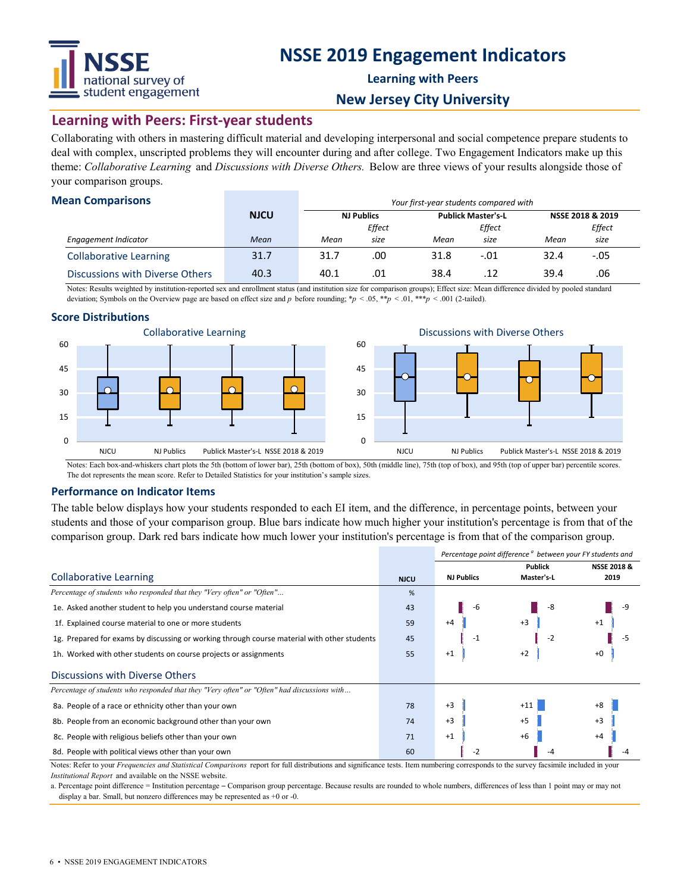# NSSE 2019 Engagement Indicators

**Learning with Peers**

**New Jersey City University**

## Learning with Peers: First-year students

Collaborating with others in mastering difficult material and developing interpersonal and social competence prepare students to deal with complex, unscripted problems they will encounter during and after college. Two Engagement Indicators make up this theme: *Collaborative Learning* and *Discussions with Diverse Others.* Below are three views of your results alongside those of your comparison groups.

### Mean Comparisons

| | NJCU | *Your first-year students compared with* | | | | | |
|---|---|---|---|---|---|---|---|
| | | NJ Publics | | Publick Master's-L | | NSSE 2018 & 2019 | |
| *Engagement Indicator* | *Mean* | *Mean* | *Effect size* | *Mean* | *Effect size* | *Mean* | *Effect size* |
| Collaborative Learning | 31.7 | 31.7 | .00 | 31.8 | -.01 | 32.4 | -.05 |
| Discussions with Diverse Others | 40.3 | 40.1 | .01 | 38.4 | .12 | 39.4 | .06 |

Notes: Results weighted by institution-reported sex and enrollment status (and institution size for comparison groups); Effect size: Mean difference divided by pooled standard deviation; Symbols on the Overview page are based on effect size and *p* before rounding; *$p < .05$, **$p < .01$, ***$p < .001$ (2-tailed).

### Score Distributions

Collaborative Learning

Discussions with Diverse Others

Notes: Each box-and-whiskers chart plots the 5th (bottom of lower bar), 25th (bottom of box), 50th (middle line), 75th (top of box), and 95th (top of upper bar) percentile scores. The dot represents the mean score. Refer to Detailed Statistics for your institution's sample sizes.

### Performance on Indicator Items

The table below displays how your students responded to each EI item, and the difference, in percentage points, between your students and those of your comparison group. Blue bars indicate how much higher your institution's percentage is from that of the comparison group. Dark red bars indicate how much lower your institution's percentage is from that of the comparison group.

| | NJCU | *Percentage point difference[a] between your FY students and* | | |
|---|---|---|---|---|
| **Collaborative Learning** | | NJ Publics | Publick Master's-L | NSSE 2018 & 2019 |
| *Percentage of students who responded that they "Very often" or "Often"...* | % | | | |
| 1e. Asked another student to help you understand course material | 43 | -6 | -8 | -9 |
| 1f. Explained course material to one or more students | 59 | +4 | +3 | +1 |
| 1g. Prepared for exams by discussing or working through course material with other students | 45 | -1 | -2 | -5 |
| 1h. Worked with other students on course projects or assignments | 55 | +1 | +2 | +0 |
| **Discussions with Diverse Others** | | | | |
| *Percentage of students who responded that they "Very often" or "Often" had discussions with...* | | | | |
| 8a. People of a race or ethnicity other than your own | 78 | +3 | +11 | +8 |
| 8b. People from an economic background other than your own | 74 | +3 | +5 | +3 |
| 8c. People with religious beliefs other than your own | 71 | +1 | +6 | +4 |
| 8d. People with political views other than your own | 60 | -2 | -4 | -4 |

Notes: Refer to your *Frequencies and Statistical Comparisons* report for full distributions and significance tests. Item numbering corresponds to the survey facsimile included in your *Institutional Report* and available on the NSSE website.

a. Percentage point difference = Institution percentage – Comparison group percentage. Because results are rounded to whole numbers, differences of less than 1 point may or may not display a bar. Small, but nonzero differences may be represented as +0 or -0.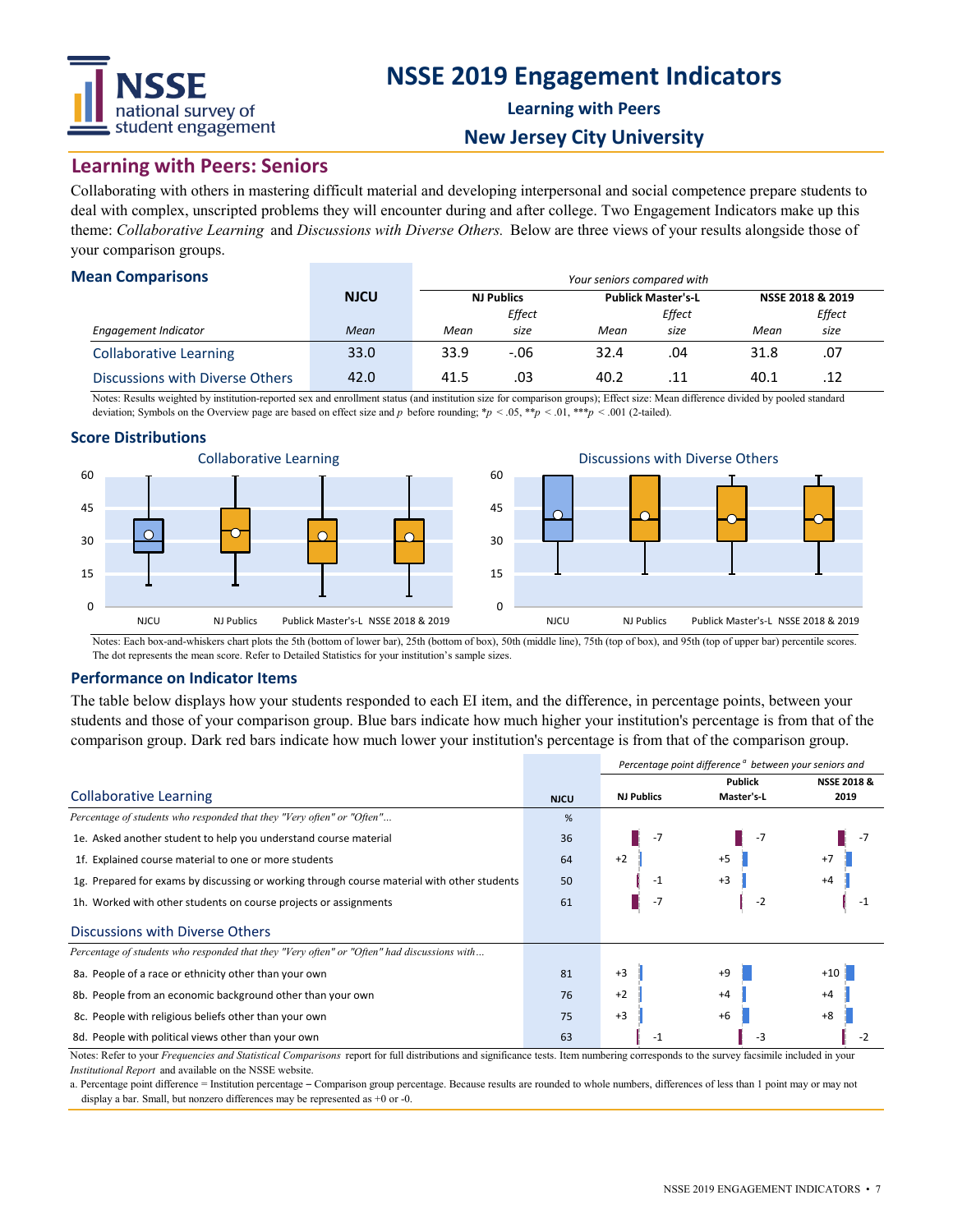# NSSE 2019 Engagement Indicators

**Learning with Peers**

**New Jersey City University**

## Learning with Peers: Seniors

Collaborating with others in mastering difficult material and developing interpersonal and social competence prepare students to deal with complex, unscripted problems they will encounter during and after college. Two Engagement Indicators make up this theme: *Collaborative Learning* and *Discussions with Diverse Others.* Below are three views of your results alongside those of your comparison groups.

### Mean Comparisons

| | NJCU | *Your seniors compared with* | | | | | |
|---|---|---|---|---|---|---|---|
| | | NJ Publics | | Publick Master's-L | | NSSE 2018 & 2019 | |
| *Engagement Indicator* | *Mean* | *Mean* | *Effect size* | *Mean* | *Effect size* | *Mean* | *Effect size* |
| Collaborative Learning | 33.0 | 33.9 | -.06 | 32.4 | .04 | 31.8 | .07 |
| Discussions with Diverse Others | 42.0 | 41.5 | .03 | 40.2 | .11 | 40.1 | .12 |

Notes: Results weighted by institution-reported sex and enrollment status (and institution size for comparison groups); Effect size: Mean difference divided by pooled standard deviation; Symbols on the Overview page are based on effect size and $p$ before rounding; $*p < .05$, $**p < .01$, $***p < .001$ (2-tailed).

### Score Distributions

Notes: Each box-and-whiskers chart plots the 5th (bottom of lower bar), 25th (bottom of box), 50th (middle line), 75th (top of box), and 95th (top of upper bar) percentile scores. The dot represents the mean score. Refer to Detailed Statistics for your institution's sample sizes.

### Performance on Indicator Items

The table below displays how your students responded to each EI item, and the difference, in percentage points, between your students and those of your comparison group. Blue bars indicate how much higher your institution's percentage is from that of the comparison group. Dark red bars indicate how much lower your institution's percentage is from that of the comparison group.

| | NJCU | *Percentage point difference[a] between your seniors and* | | |
|---|---|---|---|---|
| | | NJ Publics | Publick Master's-L | NSSE 2018 & 2019 |
| **Collaborative Learning** | | | | |
| *Percentage of students who responded that they "Very often" or "Often"...* | % | | | |
| 1e. Asked another student to help you understand course material | 36 | -7 | -7 | -7 |
| 1f. Explained course material to one or more students | 64 | +2 | +5 | +7 |
| 1g. Prepared for exams by discussing or working through course material with other students | 50 | -1 | +3 | +4 |
| 1h. Worked with other students on course projects or assignments | 61 | -7 | -2 | -1 |
| **Discussions with Diverse Others** | | | | |
| *Percentage of students who responded that they "Very often" or "Often" had discussions with...* | | | | |
| 8a. People of a race or ethnicity other than your own | 81 | +3 | +9 | +10 |
| 8b. People from an economic background other than your own | 76 | +2 | +4 | +4 |
| 8c. People with religious beliefs other than your own | 75 | +3 | +6 | +8 |
| 8d. People with political views other than your own | 63 | -1 | -3 | -2 |

Notes: Refer to your *Frequencies and Statistical Comparisons* report for full distributions and significance tests. Item numbering corresponds to the survey facsimile included in your *Institutional Report* and available on the NSSE website.

a. Percentage point difference = Institution percentage − Comparison group percentage. Because results are rounded to whole numbers, differences of less than 1 point may or may not display a bar. Small, but nonzero differences may be represented as +0 or -0.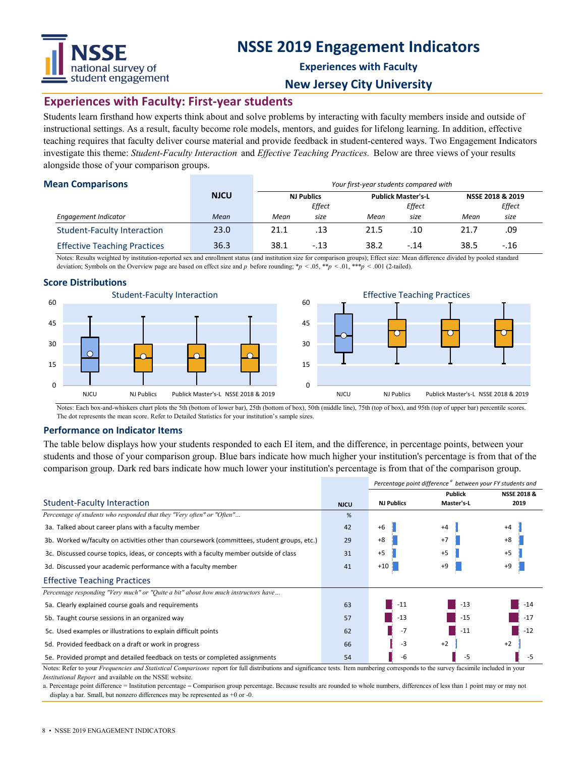# NSSE 2019 Engagement Indicators

**Experiences with Faculty**

**New Jersey City University**

## Experiences with Faculty: First-year students

Students learn firsthand how experts think about and solve problems by interacting with faculty members inside and outside of instructional settings. As a result, faculty become role models, mentors, and guides for lifelong learning. In addition, effective teaching requires that faculty deliver course material and provide feedback in student-centered ways. Two Engagement Indicators investigate this theme: *Student-Faculty Interaction* and *Effective Teaching Practices.* Below are three views of your results alongside those of your comparison groups.

### Mean Comparisons

| | NJCU | *Your first-year students compared with* | | | | | |
|---|---|---|---|---|---|---|---|
| | | NJ Publics | | Publick Master's-L | | NSSE 2018 & 2019 | |
| *Engagement Indicator* | *Mean* | *Mean* | *Effect size* | *Mean* | *Effect size* | *Mean* | *Effect size* |
| Student-Faculty Interaction | 23.0 | 21.1 | .13 | 21.5 | .10 | 21.7 | .09 |
| Effective Teaching Practices | 36.3 | 38.1 | -.13 | 38.2 | -.14 | 38.5 | -.16 |

Notes: Results weighted by institution-reported sex and enrollment status (and institution size for comparison groups); Effect size: Mean difference divided by pooled standard deviation; Symbols on the Overview page are based on effect size and $p$ before rounding; $*p < .05$, $**p < .01$, $***p < .001$ (2-tailed).

### Score Distributions

Student-Faculty Interaction

Effective Teaching Practices

Notes: Each box-and-whiskers chart plots the 5th (bottom of lower bar), 25th (bottom of box), 50th (middle line), 75th (top of box), and 95th (top of upper bar) percentile scores. The dot represents the mean score. Refer to Detailed Statistics for your institution's sample sizes.

### Performance on Indicator Items

The table below displays how your students responded to each EI item, and the difference, in percentage points, between your students and those of your comparison group. Blue bars indicate how much higher your institution's percentage is from that of the comparison group. Dark red bars indicate how much lower your institution's percentage is from that of the comparison group.

| | NJCU | *Percentage point difference[a] between your FY students and* | | |
|---|---|---|---|---|
| **Student-Faculty Interaction** | | NJ Publics | Publick Master's-L | NSSE 2018 & 2019 |
| *Percentage of students who responded that they "Very often" or "Often"...* | % | | | |
| 3a. Talked about career plans with a faculty member | 42 | +6 | +4 | +4 |
| 3b. Worked w/faculty on activities other than coursework (committees, student groups, etc.) | 29 | +8 | +7 | +8 |
| 3c. Discussed course topics, ideas, or concepts with a faculty member outside of class | 31 | +5 | +5 | +5 |
| 3d. Discussed your academic performance with a faculty member | 41 | +10 | +9 | +9 |
| **Effective Teaching Practices** | | | | |
| *Percentage responding "Very much" or "Quite a bit" about how much instructors have...* | | | | |
| 5a. Clearly explained course goals and requirements | 63 | -11 | -13 | -14 |
| 5b. Taught course sessions in an organized way | 57 | -13 | -15 | -17 |
| 5c. Used examples or illustrations to explain difficult points | 62 | -7 | -11 | -12 |
| 5d. Provided feedback on a draft or work in progress | 66 | -3 | +2 | +2 |
| 5e. Provided prompt and detailed feedback on tests or completed assignments | 54 | -6 | -5 | -5 |

Notes: Refer to your *Frequencies and Statistical Comparisons* report for full distributions and significance tests. Item numbering corresponds to the survey facsimile included in your *Institutional Report* and available on the NSSE website.

a. Percentage point difference = Institution percentage – Comparison group percentage. Because results are rounded to whole numbers, differences of less than 1 point may or may not display a bar. Small, but nonzero differences may be represented as +0 or -0.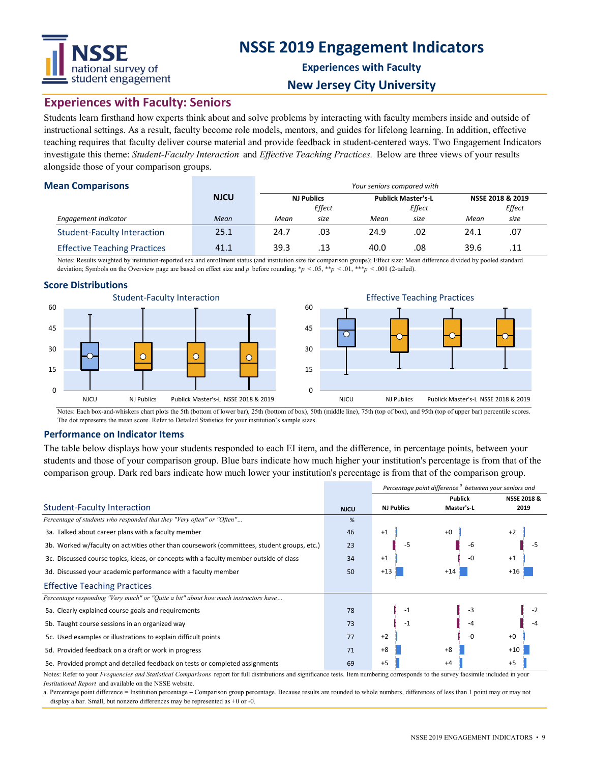# NSSE 2019 Engagement Indicators

**Experiences with Faculty**

**New Jersey City University**

## Experiences with Faculty: Seniors

Students learn firsthand how experts think about and solve problems by interacting with faculty members inside and outside of instructional settings. As a result, faculty become role models, mentors, and guides for lifelong learning. In addition, effective teaching requires that faculty deliver course material and provide feedback in student-centered ways. Two Engagement Indicators investigate this theme: *Student-Faculty Interaction* and *Effective Teaching Practices.* Below are three views of your results alongside those of your comparison groups.

### Mean Comparisons

| | NJCU | *Your seniors compared with* | | | | | |
|---|---|---|---|---|---|---|---|
| | | NJ Publics | | Publick Master's-L | | NSSE 2018 & 2019 | |
| *Engagement Indicator* | *Mean* | *Mean* | *Effect size* | *Mean* | *Effect size* | *Mean* | *Effect size* |
| Student-Faculty Interaction | 25.1 | 24.7 | .03 | 24.9 | .02 | 24.1 | .07 |
| Effective Teaching Practices | 41.1 | 39.3 | .13 | 40.0 | .08 | 39.6 | .11 |

Notes: Results weighted by institution-reported sex and enrollment status (and institution size for comparison groups); Effect size: Mean difference divided by pooled standard deviation; Symbols on the Overview page are based on effect size and *p* before rounding; \**p* < .05, \*\**p* < .01, \*\*\**p* < .001 (2-tailed).

### Score Distributions

**Student-Faculty Interaction** (box-and-whisker chart; groups: NJCU, NJ Publics, Publick Master's-L, NSSE 2018 & 2019; scale 0–60)

**Effective Teaching Practices** (box-and-whisker chart; groups: NJCU, NJ Publics, Publick Master's-L, NSSE 2018 & 2019; scale 0–60)

Notes: Each box-and-whiskers chart plots the 5th (bottom of lower bar), 25th (bottom of box), 50th (middle line), 75th (top of box), and 95th (top of upper bar) percentile scores. The dot represents the mean score. Refer to Detailed Statistics for your institution's sample sizes.

### Performance on Indicator Items

The table below displays how your students responded to each EI item, and the difference, in percentage points, between your students and those of your comparison group. Blue bars indicate how much higher your institution's percentage is from that of the comparison group. Dark red bars indicate how much lower your institution's percentage is from that of the comparison group.

| | NJCU | *Percentage point difference[a] between your seniors and* | | |
|---|---|---|---|---|
| **Student-Faculty Interaction** | | NJ Publics | Publick Master's-L | NSSE 2018 & 2019 |
| *Percentage of students who responded that they "Very often" or "Often"...* | % | | | |
| 3a. Talked about career plans with a faculty member | 46 | +1 | +0 | +2 |
| 3b. Worked w/faculty on activities other than coursework (committees, student groups, etc.) | 23 | -5 | -6 | -5 |
| 3c. Discussed course topics, ideas, or concepts with a faculty member outside of class | 34 | +1 | -0 | +1 |
| 3d. Discussed your academic performance with a faculty member | 50 | +13 | +14 | +16 |
| **Effective Teaching Practices** | | | | |
| *Percentage responding "Very much" or "Quite a bit" about how much instructors have...* | | | | |
| 5a. Clearly explained course goals and requirements | 78 | -1 | -3 | -2 |
| 5b. Taught course sessions in an organized way | 73 | -1 | -4 | -4 |
| 5c. Used examples or illustrations to explain difficult points | 77 | +2 | -0 | +0 |
| 5d. Provided feedback on a draft or work in progress | 71 | +8 | +8 | +10 |
| 5e. Provided prompt and detailed feedback on tests or completed assignments | 69 | +5 | +4 | +5 |

Notes: Refer to your *Frequencies and Statistical Comparisons* report for full distributions and significance tests. Item numbering corresponds to the survey facsimile included in your *Institutional Report* and available on the NSSE website.

a. Percentage point difference = Institution percentage − Comparison group percentage. Because results are rounded to whole numbers, differences of less than 1 point may or may not display a bar. Small, but nonzero differences may be represented as +0 or -0.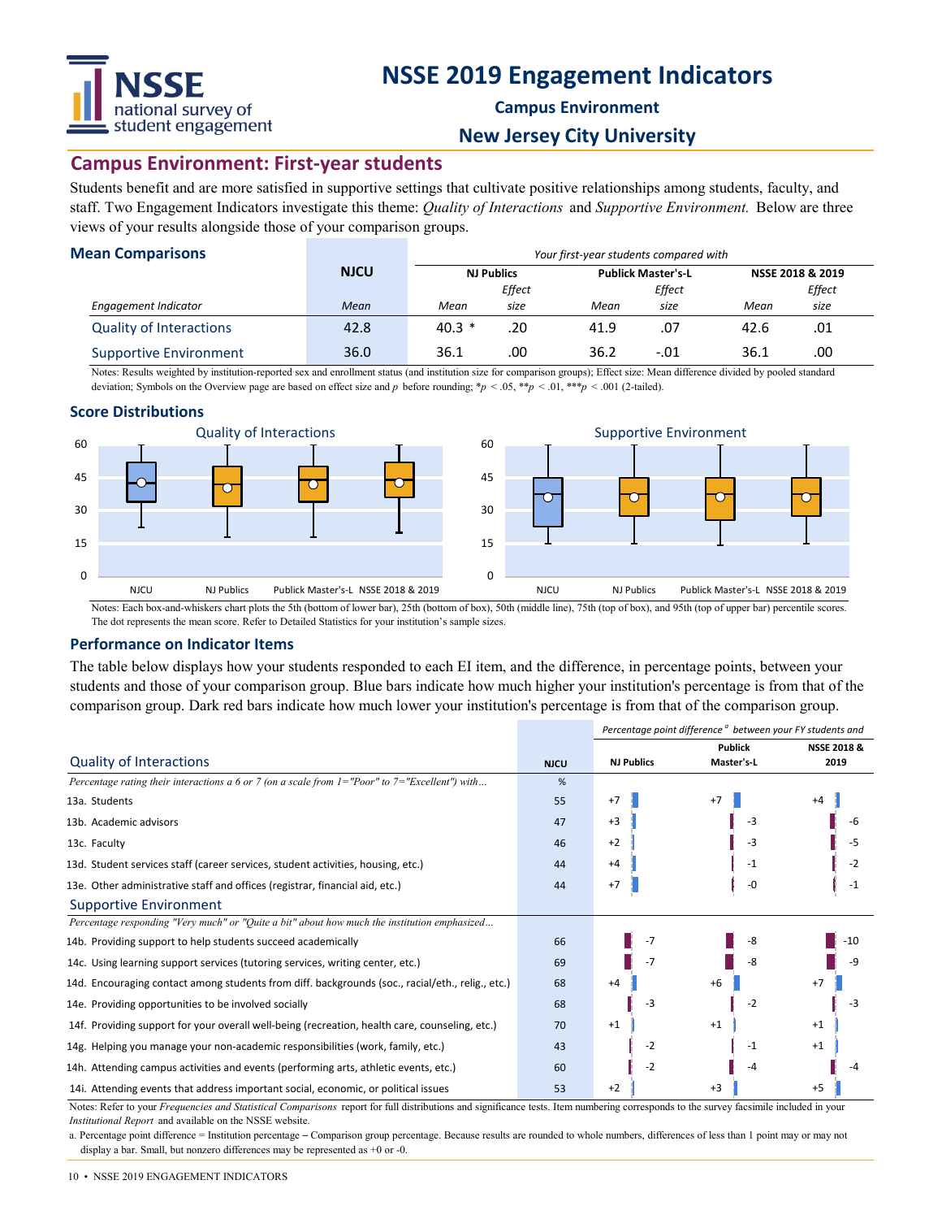# NSSE 2019 Engagement Indicators

**Campus Environment**

**New Jersey City University**

## Campus Environment: First-year students

Students benefit and are more satisfied in supportive settings that cultivate positive relationships among students, faculty, and staff. Two Engagement Indicators investigate this theme: *Quality of Interactions* and *Supportive Environment.* Below are three views of your results alongside those of your comparison groups.

### Mean Comparisons

| | NJCU | *Your first-year students compared with* | | | | | |
|---|---|---|---|---|---|---|---|
| | | NJ Publics | | Publick Master's-L | | NSSE 2018 & 2019 | |
| *Engagement Indicator* | *Mean* | *Mean* | *Effect size* | *Mean* | *Effect size* | *Mean* | *Effect size* |
| Quality of Interactions | 42.8 | 40.3 * | .20 | 41.9 | .07 | 42.6 | .01 |
| Supportive Environment | 36.0 | 36.1 | .00 | 36.2 | -.01 | 36.1 | .00 |

Notes: Results weighted by institution-reported sex and enrollment status (and institution size for comparison groups); Effect size: Mean difference divided by pooled standard deviation; Symbols on the Overview page are based on effect size and *p* before rounding; $^*p < .05$, $^{**}p < .01$, $^{***}p < .001$ (2-tailed).

### Score Distributions

Quality of Interactions

Supportive Environment

Notes: Each box-and-whiskers chart plots the 5th (bottom of lower bar), 25th (bottom of box), 50th (middle line), 75th (top of box), and 95th (top of upper bar) percentile scores. The dot represents the mean score. Refer to Detailed Statistics for your institution's sample sizes.

### Performance on Indicator Items

The table below displays how your students responded to each EI item, and the difference, in percentage points, between your students and those of your comparison group. Blue bars indicate how much higher your institution's percentage is from that of the comparison group. Dark red bars indicate how much lower your institution's percentage is from that of the comparison group.

| | NJCU | *Percentage point difference [a] between your FY students and* | | |
|---|---|---|---|---|
| | | NJ Publics | Publick Master's-L | NSSE 2018 & 2019 |
| **Quality of Interactions** | | | | |
| *Percentage rating their interactions a 6 or 7 (on a scale from 1="Poor" to 7="Excellent") with...* | % | | | |
| 13a. Students | 55 | +7 | +7 | +4 |
| 13b. Academic advisors | 47 | +3 | -3 | -6 |
| 13c. Faculty | 46 | +2 | -3 | -5 |
| 13d. Student services staff (career services, student activities, housing, etc.) | 44 | +4 | -1 | -2 |
| 13e. Other administrative staff and offices (registrar, financial aid, etc.) | 44 | +7 | -0 | -1 |
| **Supportive Environment** | | | | |
| *Percentage responding "Very much" or "Quite a bit" about how much the institution emphasized...* | | | | |
| 14b. Providing support to help students succeed academically | 66 | -7 | -8 | -10 |
| 14c. Using learning support services (tutoring services, writing center, etc.) | 69 | -7 | -8 | -9 |
| 14d. Encouraging contact among students from diff. backgrounds (soc., racial/eth., relig., etc.) | 68 | +4 | +6 | +7 |
| 14e. Providing opportunities to be involved socially | 68 | -3 | -2 | -3 |
| 14f. Providing support for your overall well-being (recreation, health care, counseling, etc.) | 70 | +1 | +1 | +1 |
| 14g. Helping you manage your non-academic responsibilities (work, family, etc.) | 43 | -2 | -1 | +1 |
| 14h. Attending campus activities and events (performing arts, athletic events, etc.) | 60 | -2 | -4 | -4 |
| 14i. Attending events that address important social, economic, or political issues | 53 | +2 | +3 | +5 |

Notes: Refer to your *Frequencies and Statistical Comparisons* report for full distributions and significance tests. Item numbering corresponds to the survey facsimile included in your *Institutional Report* and available on the NSSE website.

a. Percentage point difference = Institution percentage – Comparison group percentage. Because results are rounded to whole numbers, differences of less than 1 point may or may not display a bar. Small, but nonzero differences may be represented as +0 or -0.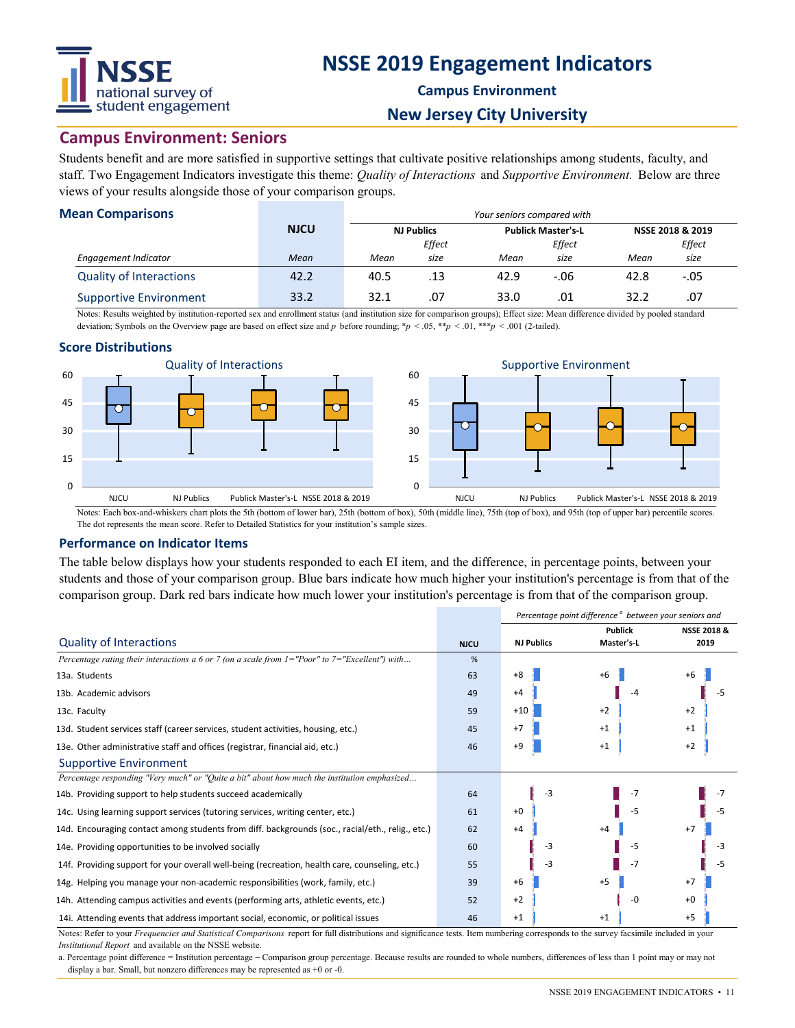# NSSE 2019 Engagement Indicators

## Campus Environment

## New Jersey City University

## Campus Environment: Seniors

Students benefit and are more satisfied in supportive settings that cultivate positive relationships among students, faculty, and staff. Two Engagement Indicators investigate this theme: *Quality of Interactions* and *Supportive Environment.* Below are three views of your results alongside those of your comparison groups.

### Mean Comparisons

| | NJCU | *Your seniors compared with* | | | | | |
|---|---|---|---|---|---|---|---|
| | | NJ Publics | | Publick Master's-L | | NSSE 2018 & 2019 | |
| *Engagement Indicator* | *Mean* | *Mean* | *Effect size* | *Mean* | *Effect size* | *Mean* | *Effect size* |
| Quality of Interactions | 42.2 | 40.5 | .13 | 42.9 | -.06 | 42.8 | -.05 |
| Supportive Environment | 33.2 | 32.1 | .07 | 33.0 | .01 | 32.2 | .07 |

Notes: Results weighted by institution-reported sex and enrollment status (and institution size for comparison groups); Effect size: Mean difference divided by pooled standard deviation; Symbols on the Overview page are based on effect size and $p$ before rounding; \*$p < .05$, \*\*$p < .01$, \*\*\*$p < .001$ (2-tailed).

### Score Distributions

Quality of Interactions

Supportive Environment

Notes: Each box-and-whiskers chart plots the 5th (bottom of lower bar), 25th (bottom of box), 50th (middle line), 75th (top of box), and 95th (top of upper bar) percentile scores. The dot represents the mean score. Refer to Detailed Statistics for your institution's sample sizes.

### Performance on Indicator Items

The table below displays how your students responded to each EI item, and the difference, in percentage points, between your students and those of your comparison group. Blue bars indicate how much higher your institution's percentage is from that of the comparison group. Dark red bars indicate how much lower your institution's percentage is from that of the comparison group.

| | | *Percentage point difference [a] between your seniors and* | | |
|---|---|---|---|---|
| **Quality of Interactions** | NJCU | NJ Publics | Publick Master's-L | NSSE 2018 & 2019 |
| *Percentage rating their interactions a 6 or 7 (on a scale from 1="Poor" to 7="Excellent") with...* | % | | | |
| 13a. Students | 63 | +8 | +6 | +6 |
| 13b. Academic advisors | 49 | +4 | -4 | -5 |
| 13c. Faculty | 59 | +10 | +2 | +2 |
| 13d. Student services staff (career services, student activities, housing, etc.) | 45 | +7 | +1 | +1 |
| 13e. Other administrative staff and offices (registrar, financial aid, etc.) | 46 | +9 | +1 | +2 |
| **Supportive Environment** | | | | |
| *Percentage responding "Very much" or "Quite a bit" about how much the institution emphasized...* | | | | |
| 14b. Providing support to help students succeed academically | 64 | -3 | -7 | -7 |
| 14c. Using learning support services (tutoring services, writing center, etc.) | 61 | +0 | -5 | -5 |
| 14d. Encouraging contact among students from diff. backgrounds (soc., racial/eth., relig., etc.) | 62 | +4 | +4 | +7 |
| 14e. Providing opportunities to be involved socially | 60 | -3 | -5 | -3 |
| 14f. Providing support for your overall well-being (recreation, health care, counseling, etc.) | 55 | -3 | -7 | -5 |
| 14g. Helping you manage your non-academic responsibilities (work, family, etc.) | 39 | +6 | +5 | +7 |
| 14h. Attending campus activities and events (performing arts, athletic events, etc.) | 52 | +2 | -0 | +0 |
| 14i. Attending events that address important social, economic, or political issues | 46 | +1 | +1 | +5 |

Notes: Refer to your *Frequencies and Statistical Comparisons* report for full distributions and significance tests. Item numbering corresponds to the survey facsimile included in your *Institutional Report* and available on the NSSE website.

a. Percentage point difference = Institution percentage – Comparison group percentage. Because results are rounded to whole numbers, differences of less than 1 point may or may not display a bar. Small, but nonzero differences may be represented as +0 or -0.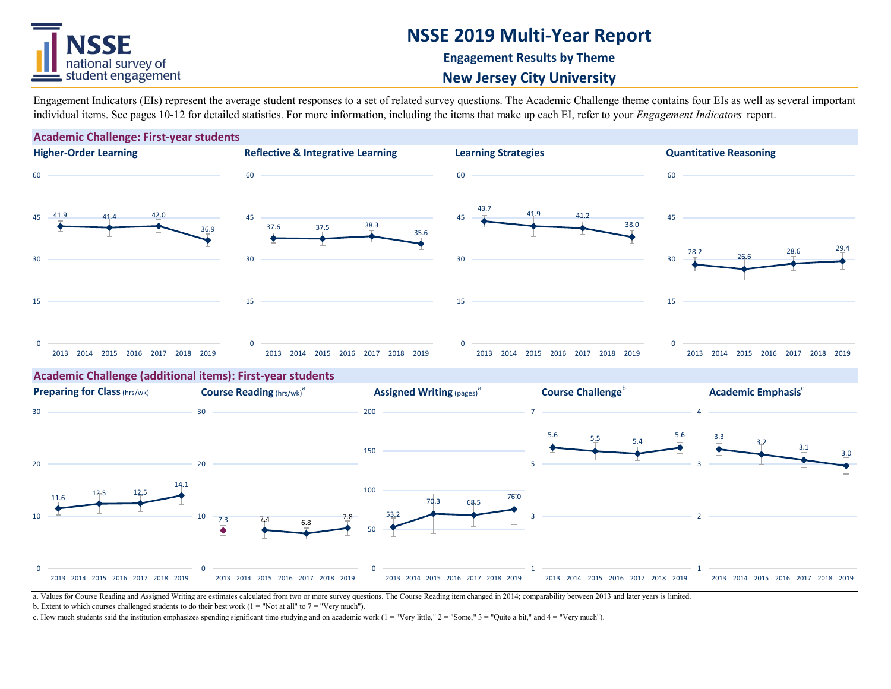# NSSE 2019 Multi-Year Report

### Engagement Results by Theme

## New Jersey City University

Engagement Indicators (EIs) represent the average student responses to a set of related survey questions. The Academic Challenge theme contains four EIs as well as several important individual items. See pages 10-12 for detailed statistics. For more information, including the items that make up each EI, refer to your *Engagement Indicators* report.

## Academic Challenge: First-year students

| Engagement Indicator | 2013 | 2015 | 2017 | 2019 |
|---|---|---|---|---|
| Higher-Order Learning | 41.9 | 41.4 | 42.0 | 36.9 |
| Reflective & Integrative Learning | 37.6 | 37.5 | 38.3 | 35.6 |
| Learning Strategies | 43.7 | 41.9 | 41.2 | 38.0 |
| Quantitative Reasoning | 28.2 | 26.6 | 28.6 | 29.4 |

## Academic Challenge (additional items): First-year students

| Item | 2013 | 2015 | 2017 | 2019 |
|---|---|---|---|---|
| Preparing for Class (hrs/wk) | 11.6 | 12.5 | 12.5 | 14.1 |
| Course Reading (hrs/wk)[a] | 7.3 | 7.4 | 6.8 | 7.8 |
| Assigned Writing (pages)[a] | 53.2 | 70.3 | 68.5 | 76.0 |
| Course Challenge[b] | 5.6 | 5.5 | 5.4 | 5.6 |
| Academic Emphasis[c] | 3.3 | 3.2 | 3.1 | 3.0 |

a. Values for Course Reading and Assigned Writing are estimates calculated from two or more survey questions. The Course Reading item changed in 2014; comparability between 2013 and later years is limited.

b. Extent to which courses challenged students to do their best work (1 = "Not at all" to 7 = "Very much").

c. How much students said the institution emphasizes spending significant time studying and on academic work (1 = "Very little," 2 = "Some," 3 = "Quite a bit," and 4 = "Very much").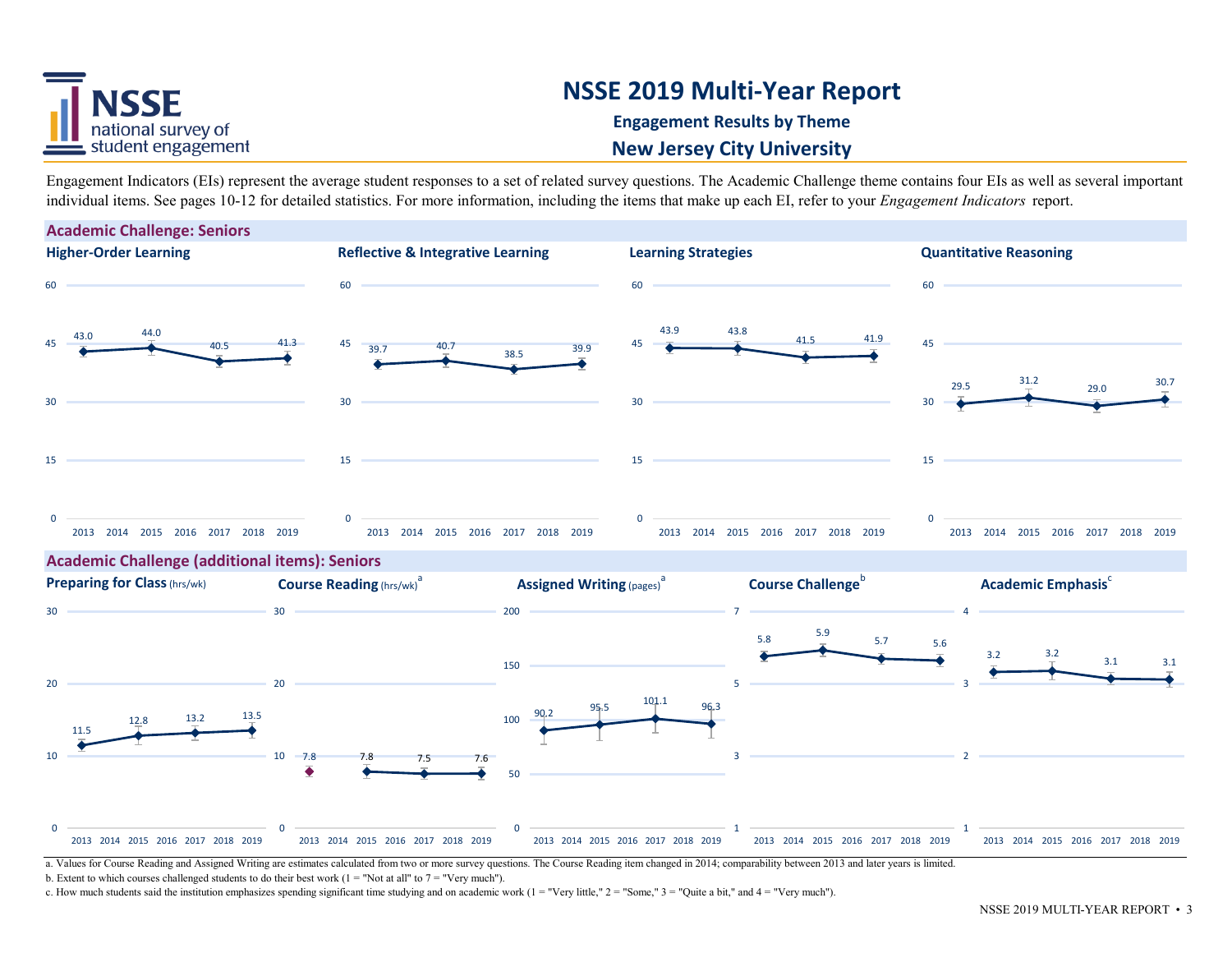# NSSE 2019 Multi-Year Report

**Engagement Results by Theme**

**New Jersey City University**

Engagement Indicators (EIs) represent the average student responses to a set of related survey questions. The Academic Challenge theme contains four EIs as well as several important individual items. See pages 10-12 for detailed statistics. For more information, including the items that make up each EI, refer to your *Engagement Indicators* report.

## Academic Challenge: Seniors

| Engagement Indicator | 2013 | 2015 | 2017 | 2019 |
|---|---|---|---|---|
| Higher-Order Learning | 43.0 | 44.0 | 40.5 | 41.3 |
| Reflective & Integrative Learning | 39.7 | 40.7 | 38.5 | 39.9 |
| Learning Strategies | 43.9 | 43.8 | 41.5 | 41.9 |
| Quantitative Reasoning | 29.5 | 31.2 | 29.0 | 30.7 |

## Academic Challenge (additional items): Seniors

| Item | 2013 | 2015 | 2017 | 2019 |
|---|---|---|---|---|
| Preparing for Class (hrs/wk) | 11.5 | 12.8 | 13.2 | 13.5 |
| Course Reading (hrs/wk)[a] | 7.8 | 7.8 | 7.5 | 7.6 |
| Assigned Writing (pages)[a] | 90.2 | 95.5 | 101.1 | 96.3 |
| Course Challenge[b] | 5.8 | 5.9 | 5.7 | 5.6 |
| Academic Emphasis[c] | 3.2 | 3.2 | 3.1 | 3.1 |

a. Values for Course Reading and Assigned Writing are estimates calculated from two or more survey questions. The Course Reading item changed in 2014; comparability between 2013 and later years is limited.

b. Extent to which courses challenged students to do their best work (1 = "Not at all" to 7 = "Very much").

c. How much students said the institution emphasizes spending significant time studying and on academic work (1 = "Very little," 2 = "Some," 3 = "Quite a bit," and 4 = "Very much").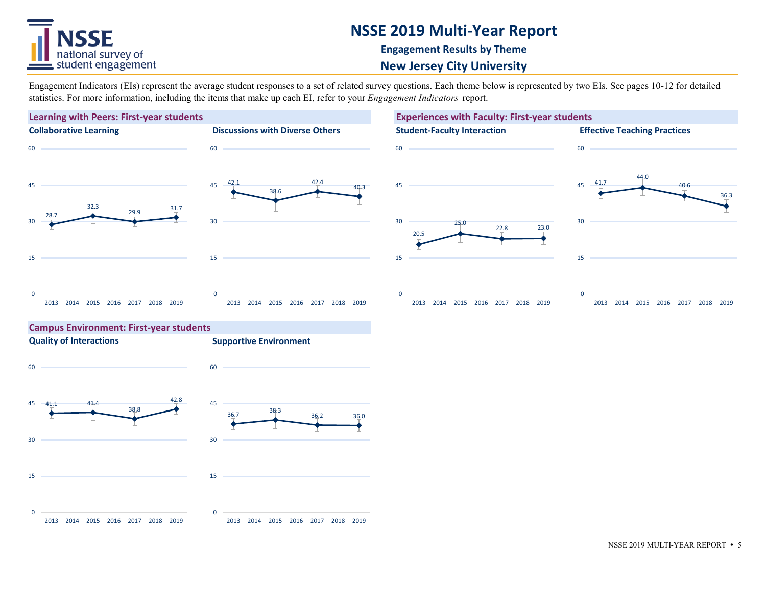# NSSE 2019 Multi-Year Report

**Engagement Results by Theme**

**New Jersey City University**

Engagement Indicators (EIs) represent the average student responses to a set of related survey questions. Each theme below is represented by two EIs. See pages 10-12 for detailed statistics. For more information, including the items that make up each EI, refer to your *Engagement Indicators* report.

## Learning with Peers: First-year students

### Collaborative Learning

| Year | 2013 | 2015 | 2017 | 2019 |
|---|---|---|---|---|
| Score | 28.7 | 32.3 | 29.9 | 31.7 |

### Discussions with Diverse Others

| Year | 2013 | 2015 | 2017 | 2019 |
|---|---|---|---|---|
| Score | 42.1 | 38.6 | 42.4 | 40.3 |

## Experiences with Faculty: First-year students

### Student-Faculty Interaction

| Year | 2013 | 2015 | 2017 | 2019 |
|---|---|---|---|---|
| Score | 20.5 | 25.0 | 22.8 | 23.0 |

### Effective Teaching Practices

| Year | 2013 | 2015 | 2017 | 2019 |
|---|---|---|---|---|
| Score | 41.7 | 44.0 | 40.6 | 36.3 |

## Campus Environment: First-year students

### Quality of Interactions

| Year | 2013 | 2015 | 2017 | 2019 |
|---|---|---|---|---|
| Score | 41.1 | 41.4 | 38.8 | 42.8 |

### Supportive Environment

| Year | 2013 | 2015 | 2017 | 2019 |
|---|---|---|---|---|
| Score | 36.7 | 38.3 | 36.2 | 36.0 |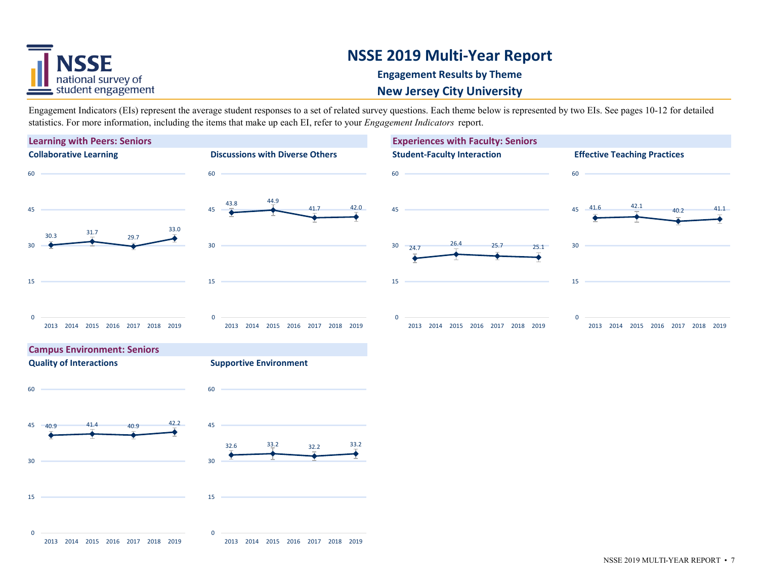# NSSE 2019 Multi-Year Report

### Engagement Results by Theme

### New Jersey City University

Engagement Indicators (EIs) represent the average student responses to a set of related survey questions. Each theme below is represented by two EIs. See pages 10-12 for detailed statistics. For more information, including the items that make up each EI, refer to your *Engagement Indicators* report.

## Learning with Peers: Seniors

### Collaborative Learning

60
45
30
15
0
30.3
31.7
29.7
33.0
2013 2014 2015 2016 2017 2018 2019

### Discussions with Diverse Others

60
45
30
15
0
43.8
44.9
41.7
42.0
2013 2014 2015 2016 2017 2018 2019

## Experiences with Faculty: Seniors

### Student-Faculty Interaction

60
45
30
15
0
24.7
26.4
25.7
25.1
2013 2014 2015 2016 2017 2018 2019

### Effective Teaching Practices

60
45
30
15
0
41.6
42.1
40.2
41.1
2013 2014 2015 2016 2017 2018 2019

## Campus Environment: Seniors

### Quality of Interactions

60
45
30
15
0
40.9
41.4
40.9
42.2
2013 2014 2015 2016 2017 2018 2019

### Supportive Environment

60
45
30
15
0
32.6
33.2
32.2
33.2
2013 2014 2015 2016 2017 2018 2019